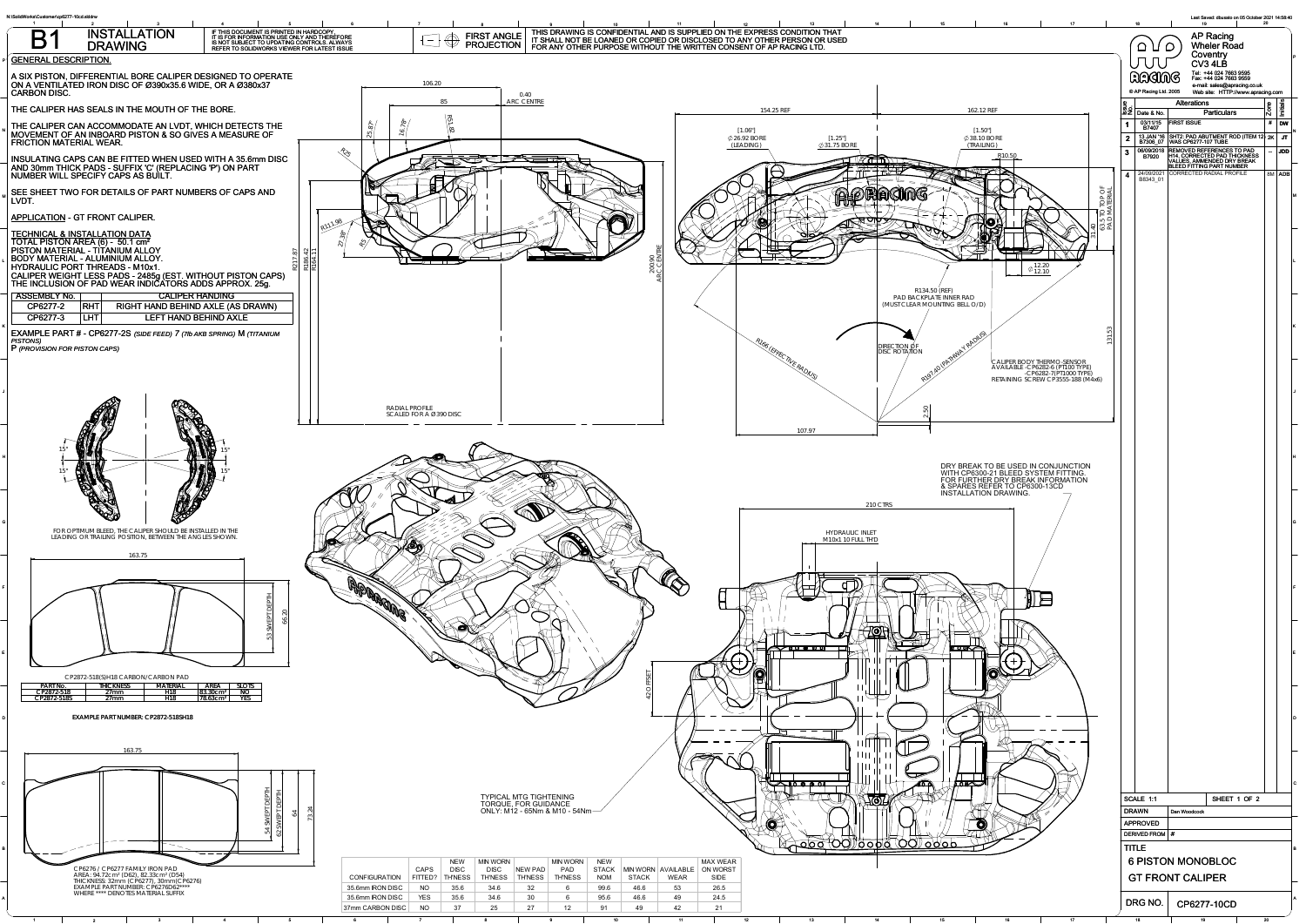# B1 INSTALLATION DRAWING

IF THIS DOCUMENT IS PRINTED IN HARDCOPY IT IS FOR INFORMATION USE ONLY AND THEREFORE IS NOT SUBJECT TO UPDATING CONTROLS. ALWAYS REFER TO SOLIDWORKS VIEWER FOR LATEST ISSUE

FIRST ANGLE PROJECTION

THIS DRAWING IS CONFIDENTIAL AND IS SUPPLIED ON THE EXPRESS CONDITION THAT IT SHALL NOT BE LOANED OR COPIED OR DISCLOSED TO ANY OTHER PERSON OR USED FOR ANY OTHER PURPOSE WITHOUT THE WRITTEN CONSENT OF AP RACING LTD.

## GENERAL DESCRIPTION.

A SIX PISTON, DIFFERENTIAL BORE CALIPER DESIGNED TO OPERATE ON A VENTILATED IRON DISC OF Ø390x35.6 WIDE, OR A Ø380x37 CARBON DISC.

THE CALIPER HAS SEALS IN THE MOUTH OF THE BORE.

THE CALIPER CAN ACCOMMODATE AN LVDT, WHICH DETECTS THE MOVEMENT OF AN INBOARD PISTON & SO GIVES A MEASURE OF FRICTION MATERIAL WEAR.

INSULATING CAPS CAN BE FITTED WHEN USED WITH A 35.6mm DISC AND 30mm THICK PADS - SUFFIX 'C' (REPLACING 'P') ON PART NUMBER WILL SPECIFY CAPS AS BUILT.

SEE SHEET TWO FOR DETAILS OF PART NUMBERS OF CAPS AND LVDT.

APPLICATION - GT FRONT CALIPER.

## TECHNICAL & INSTALLATION DATA

TOTAL PISTON AREA (6) - 50.1 cm²
PISTON MATERIAL - TITANIUM ALLOY
BODY MATERIAL - ALUMINIUM ALLOY.
HYDRAULIC PORT THREADS - M10x1.
CALIPER WEIGHT LESS PADS - 2485g (EST. WITHOUT PISTON CAPS)
THE INCLUSION OF PAD WEAR INDICATORS ADDS APPROX. 25g.

| ASSEMBLY No. | | CALIPER HANDING |
|---|---|---|
| CP6277-2 | RHT | RIGHT HAND BEHIND AXLE (AS DRAWN) |
| CP6277-3 | LHT | LEFT HAND BEHIND AXLE |

EXAMPLE PART # - CP6277-2S *(SIDE FEED)* 7 *(7lb AKB SPRING)* M *(TITANIUM PISTONS)*
P *(PROVISION FOR PISTON CAPS)*

FOR OPTIMUM BLEED, THE CALIPER SHOULD BE INSTALLED IN THE LEADING OR TRAILING POSITION, BETWEEN THE ANGLES SHOWN.

15° 15° 15° 15°

163.75 53 SWEPT DEPTH 65.20

CP2872-518(S)H18 CARBON/CARBON PAD

| PART No. | THICKNESS | MATERIAL | AREA | SLOTS |
|---|---|---|---|---|
| CP2872-518 | 27mm | H18 | 83.30cm² | NO |
| CP2872-518S | 27mm | H18 | 78.63cm² | YES |

**EXAMPLE PART NUMBER: CP2872-518SH18**

163.75 54 SWEPT DEPTH 62 SWEPT DEPTH 64 73.24

CP6276 / CP6277 FAMILY IRON PAD
AREA: 94.72cm² (D62), 82.33cm² (D54)
THICKNESS: 32mm (CP6277), 30mm(CP6276)
EXAMPLE PART NUMBER: CP6276D62****
WHERE **** DENOTES MATERIAL SUFFIX

106.20 85 0.40 ARC CENTRE 25.87° 16.78° R51.62 R25 R111.98 27.38° R5 R217.87 R186.42 R184.11 200.90 ARC CENTRE

RADIAL PROFILE SCALED FOR A Ø390 DISC

154.25 REF 162.12 REF
[1.06"] Ø26.92 BORE (LEADING) [1.25"] Ø31.75 BORE [1.50"] Ø38.10 BORE (TRAILING) R10.50
31.40 63.5 TO TOP OF PAD MATERIAL Ø12.20 Ø12.10
R134.50 (REF) PAD BACKPLATE INNER RAD (MUST CLEAR MOUNTING BELL O/D)
DIRECTION OF DISC ROTATION
R166 (EFFECTIVE RADIUS) R197.40 (PATHWAY RADIUS) 131.53 2.50 107.97

CALIPER BODY THERMO-SENSOR AVAILABLE -CP6282-6 (PT100 TYPE) -CP6282-7(PT1000 TYPE) RETAINING SCREW CP3555-188 (M4x6)

DRY BREAK TO BE USED IN CONJUNCTION WITH CP6300-21 BLEED SYSTEM FITTING. FOR FURTHER DRY BREAK INFORMATION & SPARES REFER TO CP6300-13CD INSTALLATION DRAWING.

210 CTRS

HYDRAULIC INLET M10x1 10 FULL THD

42 OFFSET

TYPICAL MTG TIGHTENING TORQUE, FOR GUIDANCE ONLY: M12 - 65Nm & M10 - 54Nm

| CONFIGURATION | CAPS FITTED? | NEW DISC THNESS | MIN WORN DISC THNESS | NEW PAD THNESS | MIN WORN PAD THNESS | NEW STACK NOM | MIN WORN STACK | AVAILABLE WEAR | MAX WEAR ON WORST SIDE |
|---|---|---|---|---|---|---|---|---|---|
| 35.6mm IRON DISC | NO | 35.6 | 34.6 | 32 | 6 | 99.6 | 46.6 | 53 | 26.5 |
| 35.6mm IRON DISC | YES | 35.6 | 34.6 | 30 | 6 | 95.6 | 46.6 | 49 | 24.5 |
| 37mm CARBON DISC | NO | 37 | 25 | 27 | 12 | 91 | 49 | 42 | 21 |

AP Racing
Wheler Road
Coventry
CV3 4LB
Tel: +44 024 7663 9595
Fax: +44 024 7663 9559
e-mail: sales@apracing.co.uk
Web site: HTTP://www.apracing.com
© AP Racing Ltd. 2005

| Issue No. | Date & No. | Particulars | Zone | Initials |
|---|---|---|---|---|
| 1 | 03/11/15 B7407 | FIRST ISSUE | # | DW |
| 2 | 13 JAN '16 B7306_07 | SHT2: PAD ABUTMENT ROD (ITEM 12) WAS CP6277-107 TUBE | 2K | JT |
| 3 | 06/09/2018 B7920 | REMOVED REFERENCES TO PAD H14, CORRECTED PAD THICKNESS VALUES, AMMENDED DRY BREAK BLEED FITTING PART NUMBER | -- | JDD |
| 4 | 24/09/2021 B8343_01 | CORRECTED RADIAL PROFILE | 8M | ADB |

SCALE 1:1 SHEET 1 OF 2
DRAWN: Dan Woodcock
APPROVED:
DERIVED FROM: #

TITLE: 6 PISTON MONOBLOC GT FRONT CALIPER

DRG NO. CP6277-10CD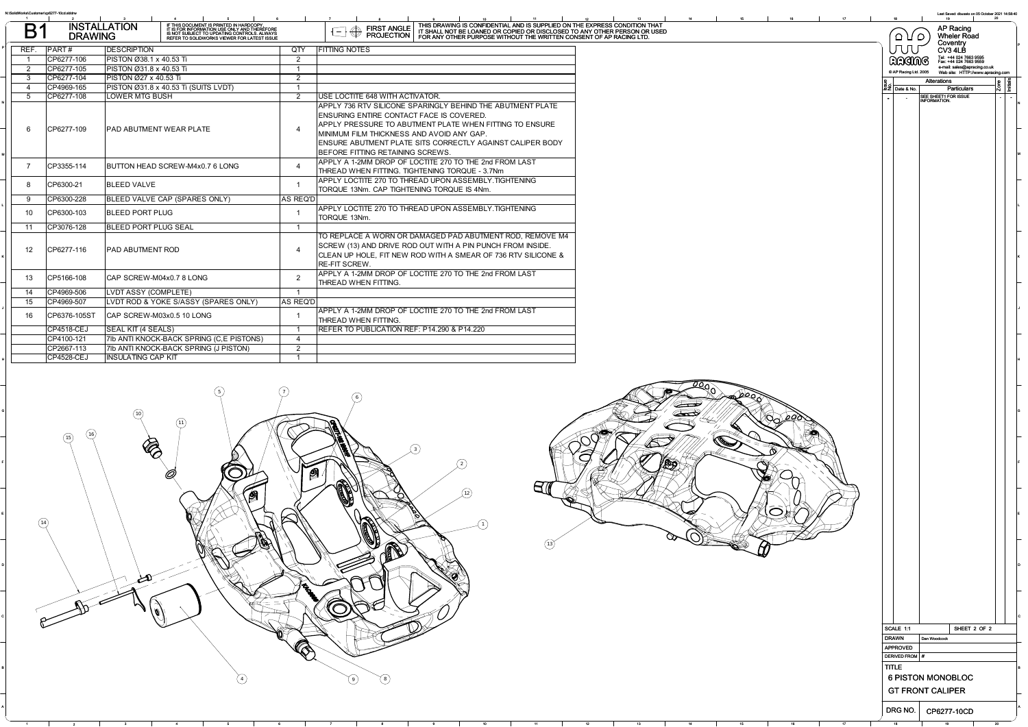# B1 INSTALLATION DRAWING

IF THIS DOCUMENT IS PRINTED IN HARDCOPY IT IS FOR INFORMATION USE ONLY AND THEREFORE IS NOT SUBJECT TO UPDATING CONTROLS. ALWAYS REFER TO SOLIDWORKS VIEWER FOR LATEST ISSUE

FIRST ANGLE PROJECTION

THIS DRAWING IS CONFIDENTIAL AND IS SUPPLIED ON THE EXPRESS CONDITION THAT IT SHALL NOT BE LOANED OR COPIED OR DISCLOSED TO ANY OTHER PERSON OR USED FOR ANY OTHER PURPOSE WITHOUT THE WRITTEN CONSENT OF AP RACING LTD.

| REF. | PART # | DESCRIPTION | QTY | FITTING NOTES |
|---|---|---|---|---|
| 1 | CP6277-106 | PISTON Ø38.1 x 40.53 Ti | 2 | |
| 2 | CP6277-105 | PISTON Ø31.8 x 40.53 Ti | 1 | |
| 3 | CP6277-104 | PISTON Ø27 x 40.53 Ti | 2 | |
| 4 | CP4969-165 | PISTON Ø31.8 x 40.53 Ti (SUITS LVDT) | 1 | |
| 5 | CP6277-108 | LOWER MTG BUSH | 2 | USE LOCTITE 648 WITH ACTIVATOR. |
| 6 | CP6277-109 | PAD ABUTMENT WEAR PLATE | 4 | APPLY 736 RTV SILICONE SPARINGLY BEHIND THE ABUTMENT PLATE ENSURING ENTIRE CONTACT FACE IS COVERED. APPLY PRESSURE TO ABUTMENT PLATE WHEN FITTING TO ENSURE MINIMUM FILM THICKNESS AND AVOID ANY GAP. ENSURE ABUTMENT PLATE SITS CORRECTLY AGAINST CALIPER BODY BEFORE FITTING RETAINING SCREWS. |
| 7 | CP3355-114 | BUTTON HEAD SCREW-M4x0.7 6 LONG | 4 | APPLY A 1-2MM DROP OF LOCTITE 270 TO THE 2nd FROM LAST THREAD WHEN FITTING. TIGHTENING TORQUE - 3.7Nm |
| 8 | CP6300-21 | BLEED VALVE | 1 | APPLY LOCTITE 270 TO THREAD UPON ASSEMBLY.TIGHTENING TORQUE 13Nm. CAP TIGHTENING TORQUE IS 4Nm. |
| 9 | CP6300-228 | BLEED VALVE CAP (SPARES ONLY) | AS REQ'D | |
| 10 | CP6300-103 | BLEED PORT PLUG | 1 | APPLY LOCTITE 270 TO THREAD UPON ASSEMBLY.TIGHTENING TORQUE 13Nm. |
| 11 | CP3076-128 | BLEED PORT PLUG SEAL | 1 | |
| 12 | CP6277-116 | PAD ABUTMENT ROD | 4 | TO REPLACE A WORN OR DAMAGED PAD ABUTMENT ROD, REMOVE M4 SCREW (13) AND DRIVE ROD OUT WITH A PIN PUNCH FROM INSIDE. CLEAN UP HOLE, FIT NEW ROD WITH A SMEAR OF 736 RTV SILICONE & RE-FIT SCREW. |
| 13 | CP5166-108 | CAP SCREW-M04x0.7 8 LONG | 2 | APPLY A 1-2MM DROP OF LOCTITE 270 TO THE 2nd FROM LAST THREAD WHEN FITTING. |
| 14 | CP4969-506 | LVDT ASSY (COMPLETE) | 1 | |
| 15 | CP4969-507 | LVDT ROD & YOKE S/ASSY (SPARES ONLY) | AS REQ'D | |
| 16 | CP6376-105ST | CAP SCREW-M03x0.5 10 LONG | 1 | APPLY A 1-2MM DROP OF LOCTITE 270 TO THE 2nd FROM LAST THREAD WHEN FITTING. |
| | CP4518-CEJ | SEAL KIT (4 SEALS) | 1 | REFER TO PUBLICATION REF: P14.290 & P14.220 |
| | CP4100-121 | 7lb ANTI KNOCK-BACK SPRING (C,E PISTONS) | 4 | |
| | CP2667-113 | 7lb ANTI KNOCK-BACK SPRING (J PISTON) | 2 | |
| | CP4528-CEJ | INSULATING CAP KIT | 1 | |

10 11 15 16 5 7 6 3 2 12 1 13 14 4 9 8

AP Racing
Wheler Road
Coventry
CV3 4LB
Tel: +44 024 7663 9595
Fax: +44 024 7663 9559
e-mail: sales@apracing.co.uk
Web site: HTTP://www.apracing.com
© AP Racing Ltd. 2005

| Issue No. | Date & No. | Alterations Particulars | Zone | Initials |
|---|---|---|---|---|
| - | - | SEE SHEET1 FOR ISSUE INFORMATION. | - | - |

SCALE 1:1 | SHEET 2 OF 2

DRAWN: Dan Woodcock

APPROVED:

DERIVED FROM: #

TITLE: 6 PISTON MONOBLOC GT FRONT CALIPER

DRG NO. CP6277-10CD